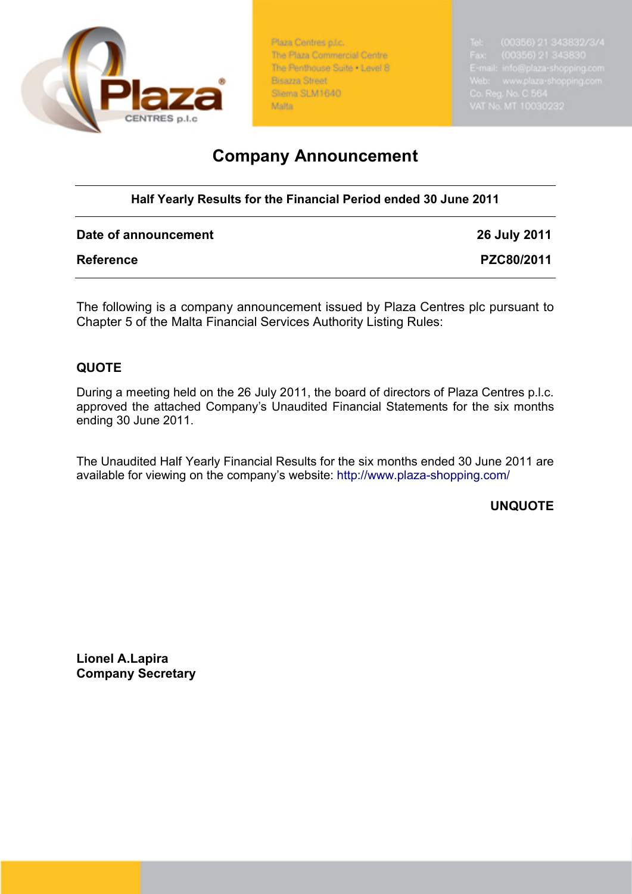Plaza Centres p.l.c.
The Plaza Commercial Centre
The Penthouse Suite • Level 8
Bisazza Street
Sliema SLM1640
Malta

Tel: (00356) 21 343832/3/4
Fax: (00356) 21 343830
E-mail: info@plaza-shopping.com
Web: www.plaza-shopping.com
Co. Reg. No. C 564
VAT No. MT 10030232

# Company Announcement

**Half Yearly Results for the Financial Period ended 30 June 2011**

| | |
|---|---|
| **Date of announcement** | **26 July 2011** |
| **Reference** | **PZC80/2011** |

The following is a company announcement issued by Plaza Centres plc pursuant to Chapter 5 of the Malta Financial Services Authority Listing Rules:

**QUOTE**

During a meeting held on the 26 July 2011, the board of directors of Plaza Centres p.l.c. approved the attached Company's Unaudited Financial Statements for the six months ending 30 June 2011.

The Unaudited Half Yearly Financial Results for the six months ended 30 June 2011 are available for viewing on the company's website: http://www.plaza-shopping.com/

**UNQUOTE**

**Lionel A.Lapira**
**Company Secretary**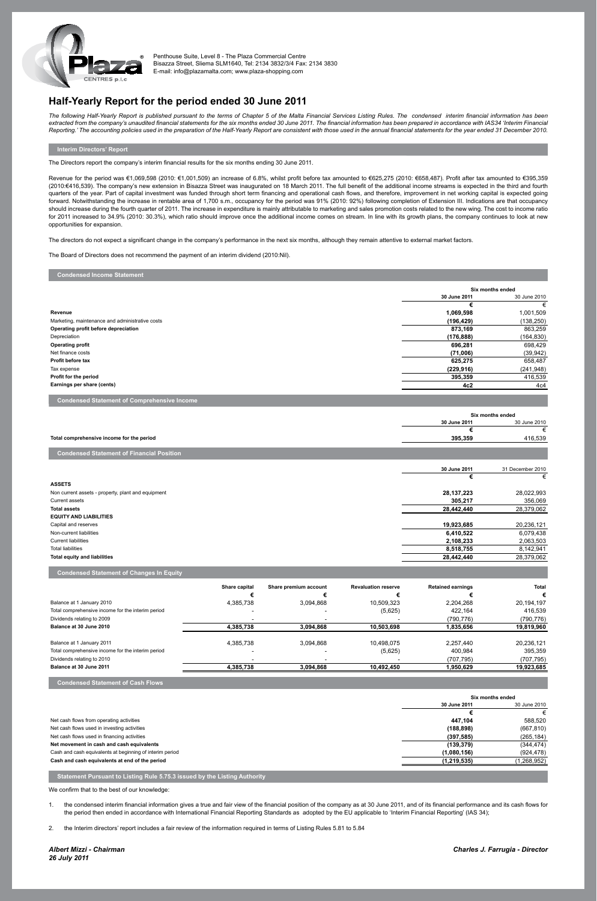Penthouse Suite, Level 8 - The Plaza Commercial Centre
Bisazza Street, Sliema SLM1640, Tel: 2134 3832/3/4 Fax: 2134 3830
E-mail: info@plazamalta.com; www.plaza-shopping.com

# Half-Yearly Report for the period ended 30 June 2011

*The following Half-Yearly Report is published pursuant to the terms of Chapter 5 of the Malta Financial Services Listing Rules. The condensed interim financial information has been extracted from the company's unaudited financial statements for the six months ended 30 June 2011. The financial information has been prepared in accordance with IAS34 'Interim Financial Reporting.' The accounting policies used in the preparation of the Half-Yearly Report are consistent with those used in the annual financial statements for the year ended 31 December 2010.*

## Interim Directors' Report

The Directors report the company's interim financial results for the six months ending 30 June 2011.

Revenue for the period was €1,069,598 (2010: €1,001,509) an increase of 6.8%, whilst profit before tax amounted to €625,275 (2010: €658,487). Profit after tax amounted to €395,359 (2010:€416,539). The company's new extension in Bisazza Street was inaugurated on 18 March 2011. The full benefit of the additional income streams is expected in the third and fourth quarters of the year. Part of capital investment was funded through short term financing and operational cash flows, and therefore, improvement in net working capital is expected going forward. Notwithstanding the increase in rentable area of 1,700 s.m., occupancy for the period was 91% (2010: 92%) following completion of Extension III. Indications are that occupancy should increase during the fourth quarter of 2011. The increase in expenditure is mainly attributable to marketing and sales promotion costs related to the new wing. The cost to income ratio for 2011 increased to 34.9% (2010: 30.3%), which ratio should improve once the additional income comes on stream. In line with its growth plans, the company continues to look at new opportunities for expansion.

The directors do not expect a significant change in the company's performance in the next six months, although they remain attentive to external market factors.

The Board of Directors does not recommend the payment of an interim dividend (2010:Nil).

## Condensed Income Statement

| | Six months ended | |
|---|---|---|
| | 30 June 2011 | 30 June 2010 |
| | € | € |
| **Revenue** | **1,069,598** | 1,001,509 |
| Marketing, maintenance and administrative costs | **(196,429)** | (138,250) |
| **Operating profit before depreciation** | **873,169** | 863,259 |
| Depreciation | **(176,888)** | (164,830) |
| **Operating profit** | **696,281** | 698,429 |
| Net finance costs | **(71,006)** | (39,942) |
| **Profit before tax** | **625,275** | 658,487 |
| Tax expense | **(229,916)** | (241,948) |
| **Profit for the period** | **395,359** | 416,539 |
| **Earnings per share (cents)** | **4c2** | 4c4 |

## Condensed Statement of Comprehensive Income

| | Six months ended | |
|---|---|---|
| | 30 June 2011 | 30 June 2010 |
| | € | € |
| **Total comprehensive income for the period** | **395,359** | 416,539 |

## Condensed Statement of Financial Position

| | 30 June 2011 | 31 December 2010 |
|---|---|---|
| | € | € |
| **ASSETS** | | |
| Non current assets - property, plant and equipment | **28,137,223** | 28,022,993 |
| Current assets | **305,217** | 356,069 |
| **Total assets** | **28,442,440** | 28,379,062 |
| **EQUITY AND LIABILITIES** | | |
| Capital and reserves | **19,923,685** | 20,236,121 |
| Non-current liabilities | **6,410,522** | 6,079,438 |
| Current liabilities | **2,108,233** | 2,063,503 |
| Total liabilities | **8,518,755** | 8,142,941 |
| **Total equity and liabilities** | **28,442,440** | 28,379,062 |

## Condensed Statement of Changes In Equity

| | Share capital | Share premium account | Revaluation reserve | Retained earnings | Total |
|---|---|---|---|---|---|
| | € | € | € | € | € |
| Balance at 1 January 2010 | 4,385,738 | 3,094,868 | 10,509,323 | 2,204,268 | 20,194,197 |
| Total comprehensive income for the interim period | - | - | (5,625) | 422,164 | 416,539 |
| Dividends relating to 2009 | - | - | - | (790,776) | (790,776) |
| **Balance at 30 June 2010** | **4,385,738** | **3,094,868** | **10,503,698** | **1,835,656** | **19,819,960** |
| | | | | | |
| Balance at 1 January 2011 | 4,385,738 | 3,094,868 | 10,498,075 | 2,257,440 | 20,236,121 |
| Total comprehensive income for the interim period | - | - | (5,625) | 400,984 | 395,359 |
| Dividends relating to 2010 | - | - | - | (707,795) | (707,795) |
| **Balance at 30 June 2011** | **4,385,738** | **3,094,868** | **10,492,450** | **1,950,629** | **19,923,685** |

## Condensed Statement of Cash Flows

| | Six months ended | |
|---|---|---|
| | 30 June 2011 | 30 June 2010 |
| | € | € |
| Net cash flows from operating activities | **447,104** | 588,520 |
| Net cash flows used in investing activities | **(188,898)** | (667,810) |
| Net cash flows used in financing activities | **(397,585)** | (265,184) |
| **Net movement in cash and cash equivalents** | **(139,379)** | (344,474) |
| Cash and cash equivalents at beginning of interim period | **(1,080,156)** | (924,478) |
| **Cash and cash equivalents at end of the period** | **(1,219,535)** | (1,268,952) |

## Statement Pursuant to Listing Rule 5.75.3 issued by the Listing Authority

We confirm that to the best of our knowledge:

1. the condensed interim financial information gives a true and fair view of the financial position of the company as at 30 June 2011, and of its financial performance and its cash flows for the period then ended in accordance with International Financial Reporting Standards as adopted by the EU applicable to 'Interim Financial Reporting' (IAS 34);
2. the Interim directors' report includes a fair review of the information required in terms of Listing Rules 5.81 to 5.84

***Albert Mizzi - Chairman***
***26 July 2011***

***Charles J. Farrugia - Director***